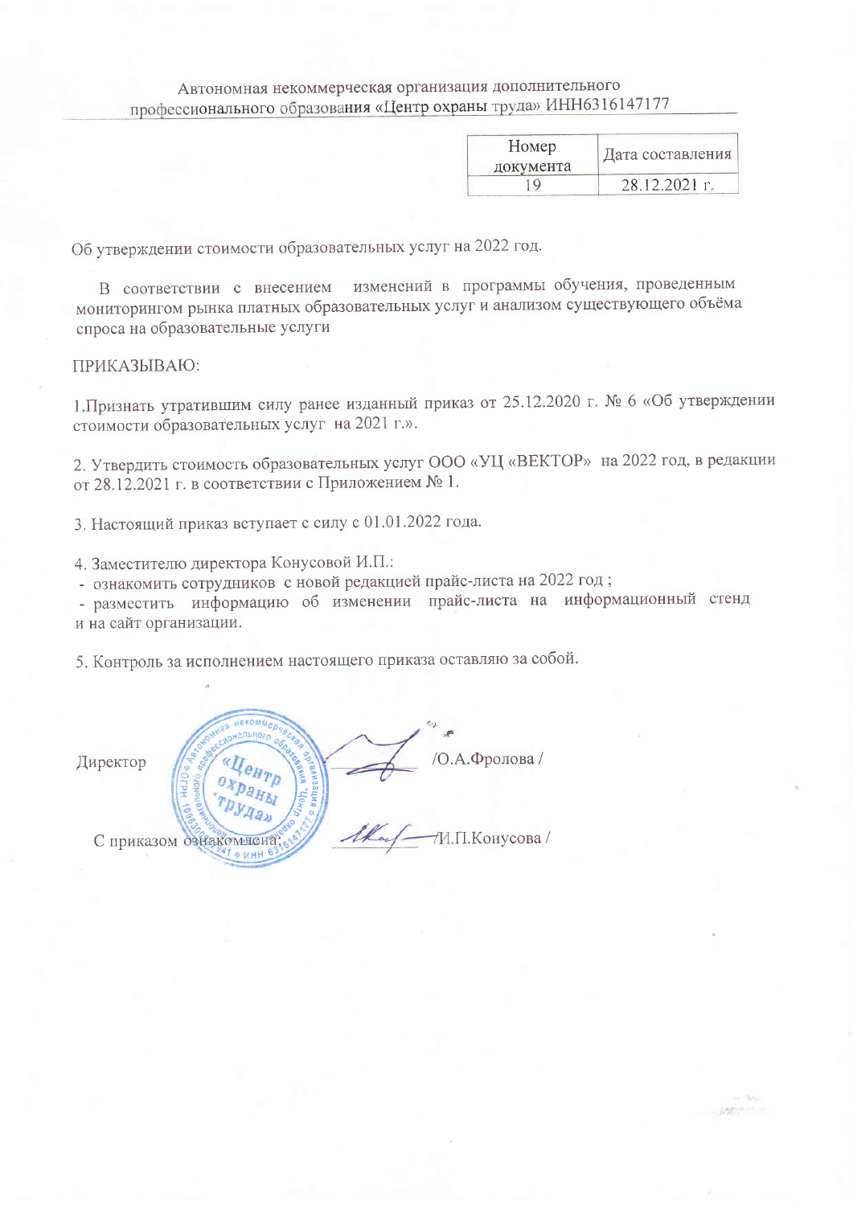Автономная некоммерческая организация дополнительного профессионального образования «Центр охраны труда» ИНН6316147177

| Номер документа | Дата составления |
| --- | --- |
| 19 | 28.12.2021 г. |

Об утверждении стоимости образовательных услуг на 2022 год.

В соответствии с внесением изменений в программы обучения, проведенным мониторингом рынка платных образовательных услуг и анализом существующего объёма спроса на образовательные услуги

ПРИКАЗЫВАЮ:

1.Признать утратившим силу ранее изданный приказ от 25.12.2020 г. № 6 «Об утверждении стоимости образовательных услуг на 2021 г.».

2. Утвердить стоимость образовательных услуг ООО «УЦ «ВЕКТОР» на 2022 год, в редакции от 28.12.2021 г. в соответствии с Приложением № 1.

3. Настоящий приказ вступает с силу с 01.01.2022 года.

4. Заместителю директора Конусовой И.П.:
- ознакомить сотрудников с новой редакцией прайс-листа на 2022 год ;
- разместить информацию об изменении прайс-листа на информационный стенд и на сайт организации.

5. Контроль за исполнением настоящего приказа оставляю за собой.

Директор /О.А.Фролова /

С приказом ознакомлена: /И.П.Конусова /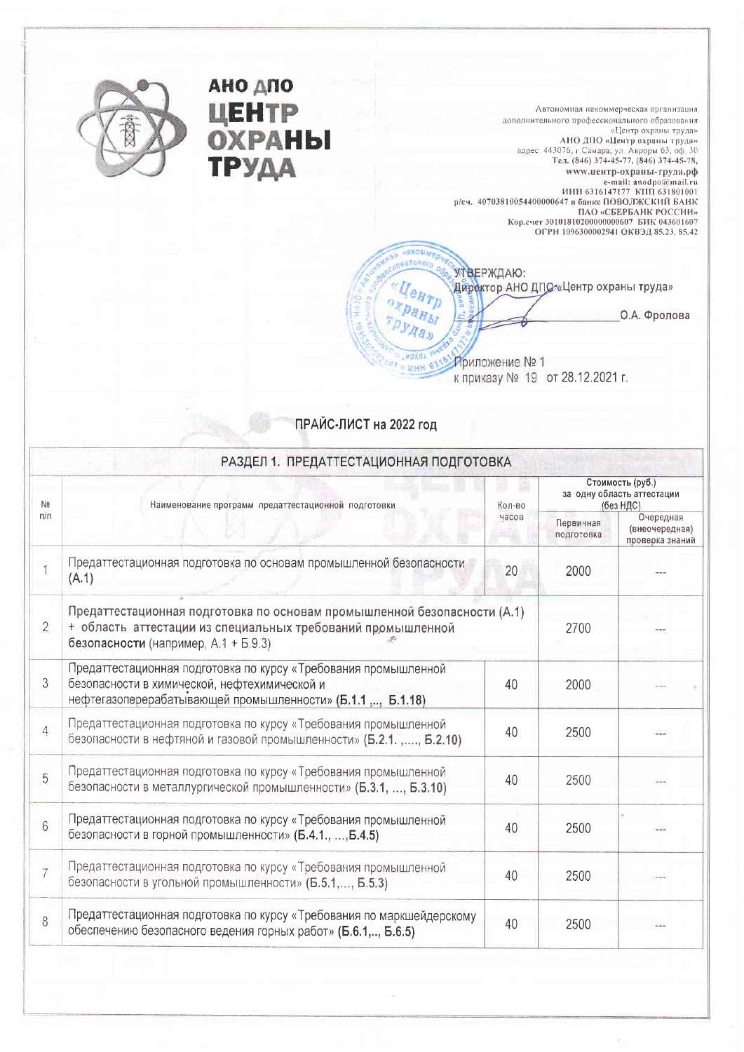**АНО ДПО ЦЕНТР ОХРАНЫ ТРУДА**

Автономная некоммерческая организация
дополнительного профессионального образования
«Центр охраны труда»
**АНО ДПО «Центр охраны труда»**
адрес: 443076, г.Самара, ул. Авроры 63, оф. 30
**Тел. (846) 374-45-77, (846) 374-45-78,**
**www.центр-охраны-труда.рф**
**e-mail: anodpo@mail.ru**
**ИНН 6316147177 КПП 631801001**
**р/сч. 40703810054400000647 в банке ПОВОЛЖСКИЙ БАНК**
**ПАО «СБЕРБАНК РОССИИ»**
**Кор.счет 30101810200000000607 БИК 043601607**
**ОГРН 1096300002941 ОКВЭД 85.23, 85.42**

УТВЕРЖДАЮ:
Директор АНО ДПО «Центр охраны труда»
_______________ О.А. Фролова

Приложение № 1
к приказу № 19 от 28.12.2021 г.

## ПРАЙС-ЛИСТ на 2022 год

| РАЗДЕЛ 1. ПРЕДАТТЕСТАЦИОННАЯ ПОДГОТОВКА | | | | |
|---|---|---|---|---|
| № п/п | Наименование программ предаттестационной подготовки | Кол-во часов | Стоимость (руб.) за одну область аттестации (без НДС) | |
| | | | Первичная подготовка | Очередная (внеочередная) проверка знаний |
| 1 | Предаттестационная подготовка по основам промышленной безопасности (А.1) | 20 | 2000 | --- |
| 2 | Предаттестационная подготовка по основам промышленной безопасности (А.1) + область аттестации из специальных требований промышленной безопасности (например, А.1 + Б.9.3) | | 2700 | --- |
| 3 | Предаттестационная подготовка по курсу «Требования промышленной безопасности в химической, нефтехимической и нефтегазоперерабатывающей промышленности» **(Б.1.1 ,.., Б.1.18)** | 40 | 2000 | --- |
| 4 | Предаттестационная подготовка по курсу «Требования промышленной безопасности в нефтяной и газовой промышленности» (Б.2.1. ,...., Б.2.10) | 40 | 2500 | --- |
| 5 | Предаттестационная подготовка по курсу «Требования промышленной безопасности в металлургической промышленности» (Б.3.1, ..., Б.3.10) | 40 | 2500 | --- |
| 6 | Предаттестационная подготовка по курсу «Требования промышленной безопасности в горной промышленности» **(Б.4.1., ...,Б.4.5)** | 40 | 2500 | --- |
| 7 | Предаттестационная подготовка по курсу «Требования промышленной безопасности в угольной промышленности» (Б.5.1,..., Б.5.3) | 40 | 2500 | --- |
| 8 | Предаттестационная подготовка по курсу «Требования по маркшейдерскому обеспечению безопасного ведения горных работ» **(Б.6.1,.., Б.6.5)** | 40 | 2500 | --- |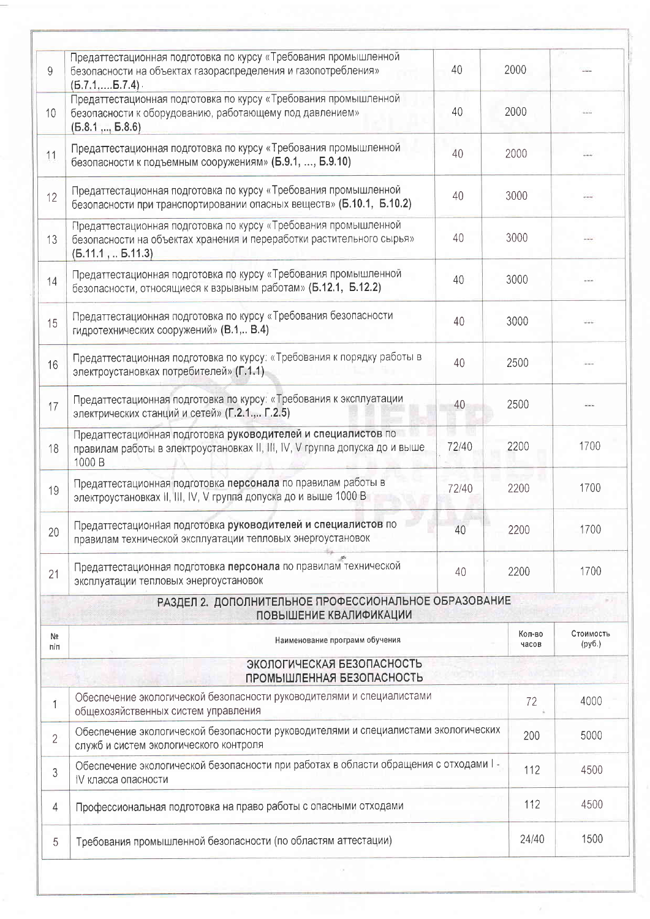| | | | | |
|---|---|---|---|---|
| 9 | Предаттестационная подготовка по курсу «Требования промышленной безопасности на объектах газораспределения и газопотребления» **(Б.7.1,....Б.7.4)** | 40 | 2000 | --- |
| 10 | Предаттестационная подготовка по курсу «Требования промышленной безопасности к оборудованию, работающему под давлением» **(Б.8.1 ,.., Б.8.6)** | 40 | 2000 | --- |
| 11 | Предаттестационная подготовка по курсу «Требования промышленной безопасности к подъемным сооружениям» **(Б.9.1, ..., Б.9.10)** | 40 | 2000 | --- |
| 12 | Предаттестационная подготовка по курсу «Требования промышленной безопасности при транспортировании опасных веществ» **(Б.10.1, Б.10.2)** | 40 | 3000 | --- |
| 13 | Предаттестационная подготовка по курсу «Требования промышленной безопасности на объектах хранения и переработки растительного сырья» **(Б.11.1 , .. Б.11.3)** | 40 | 3000 | --- |
| 14 | Предаттестационная подготовка по курсу «Требования промышленной безопасности, относящиеся к взрывным работам» **(Б.12.1, Б.12.2)** | 40 | 3000 | --- |
| 15 | Предаттестационная подготовка по курсу «Требования безопасности гидротехнических сооружений» **(В.1,.. В.4)** | 40 | 3000 | --- |
| 16 | Предаттестационная подготовка по курсу: «Требования к порядку работы в электроустановках потребителей» **(Г.1.1)** | 40 | 2500 | --- |
| 17 | Предаттестационная подготовка по курсу: «Требования к эксплуатации электрических станций и сетей» **(Г.2.1,... Г.2.5)** | 40 | 2500 | --- |
| 18 | Предаттестационная подготовка **руководителей и специалистов** по правилам работы в электроустановках II, III, IV, V группа допуска до и выше 1000 В | 72/40 | 2200 | 1700 |
| 19 | Предаттестационная подготовка **персонала** по правилам работы в электроустановках II, III, IV, V группа допуска до и выше 1000 В | 72/40 | 2200 | 1700 |
| 20 | Предаттестационная подготовка **руководителей и специалистов** по правилам технической эксплуатации тепловых энергоустановок | 40 | 2200 | 1700 |
| 21 | Предаттестационная подготовка **персонала** по правилам технической эксплуатации тепловых энергоустановок | 40 | 2200 | 1700 |

## РАЗДЕЛ 2. ДОПОЛНИТЕЛЬНОЕ ПРОФЕССИОНАЛЬНОЕ ОБРАЗОВАНИЕ ПОВЫШЕНИЕ КВАЛИФИКАЦИИ

| № п/п | Наименование программ обучения | Кол-во часов | Стоимость (руб.) |
|---|---|---|---|
| | **ЭКОЛОГИЧЕСКАЯ БЕЗОПАСНОСТЬ ПРОМЫШЛЕННАЯ БЕЗОПАСНОСТЬ** | | |
| 1 | Обеспечение экологической безопасности руководителями и специалистами общехозяйственных систем управления | 72 | 4000 |
| 2 | Обеспечение экологической безопасности руководителями и специалистами экологических служб и систем экологического контроля | 200 | 5000 |
| 3 | Обеспечение экологической безопасности при работах в области обращения с отходами I - IV класса опасности | 112 | 4500 |
| 4 | Профессиональная подготовка на право работы с опасными отходами | 112 | 4500 |
| 5 | Требования промышленной безопасности (по областям аттестации) | 24/40 | 1500 |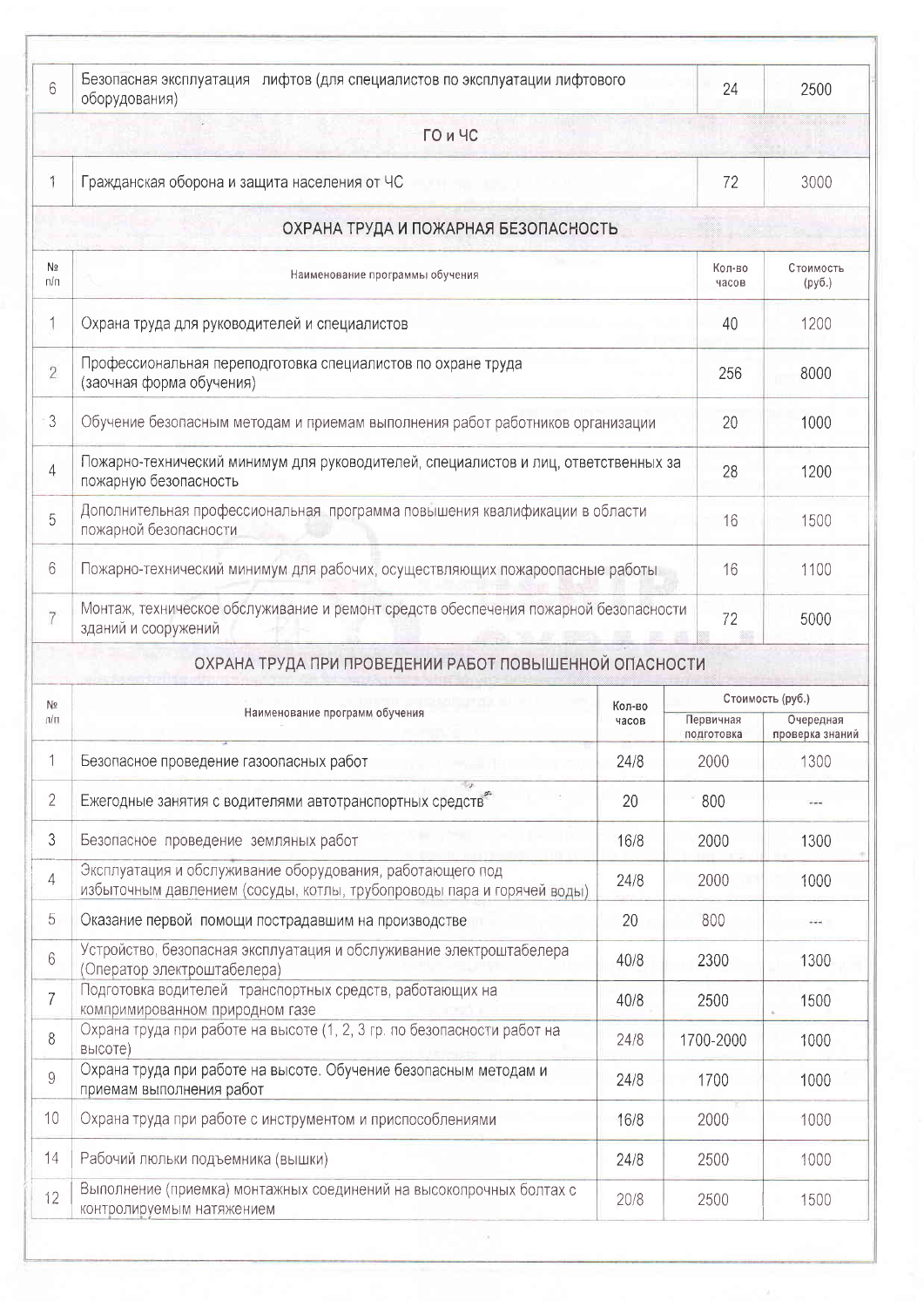| | | | |
|---|---|---|---|
| 6 | Безопасная эксплуатация лифтов (для специалистов по эксплуатации лифтового оборудования) | 24 | 2500 |

## ГО и ЧС

| | | | |
|---|---|---|---|
| 1 | Гражданская оборона и защита населения от ЧС | 72 | 3000 |

## ОХРАНА ТРУДА И ПОЖАРНАЯ БЕЗОПАСНОСТЬ

| № п/п | Наименование программы обучения | Кол-во часов | Стоимость (руб.) |
|---|---|---|---|
| 1 | Охрана труда для руководителей и специалистов | 40 | 1200 |
| 2 | Профессиональная переподготовка специалистов по охране труда (заочная форма обучения) | 256 | 8000 |
| 3 | Обучение безопасным методам и приемам выполнения работ работников организации | 20 | 1000 |
| 4 | Пожарно-технический минимум для руководителей, специалистов и лиц, ответственных за пожарную безопасность | 28 | 1200 |
| 5 | Дополнительная профессиональная программа повышения квалификации в области пожарной безопасности | 16 | 1500 |
| 6 | Пожарно-технический минимум для рабочих, осуществляющих пожароопасные работы | 16 | 1100 |
| 7 | Монтаж, техническое обслуживание и ремонт средств обеспечения пожарной безопасности зданий и сооружений | 72 | 5000 |

## ОХРАНА ТРУДА ПРИ ПРОВЕДЕНИИ РАБОТ ПОВЫШЕННОЙ ОПАСНОСТИ

| № п/п | Наименование программ обучения | Кол-во часов | Стоимость (руб.) | |
|---|---|---|---|---|
| | | | Первичная подготовка | Очередная проверка знаний |
| 1 | Безопасное проведение газоопасных работ | 24/8 | 2000 | 1300 |
| 2 | Ежегодные занятия с водителями автотранспортных средств | 20 | 800 | --- |
| 3 | Безопасное проведение земляных работ | 16/8 | 2000 | 1300 |
| 4 | Эксплуатация и обслуживание оборудования, работающего под избыточным давлением (сосуды, котлы, трубопроводы пара и горячей воды) | 24/8 | 2000 | 1000 |
| 5 | Оказание первой помощи пострадавшим на производстве | 20 | 800 | --- |
| 6 | Устройство, безопасная эксплуатация и обслуживание электроштабелера (Оператор электроштабелера) | 40/8 | 2300 | 1300 |
| 7 | Подготовка водителей транспортных средств, работающих на компримированном природном газе | 40/8 | 2500 | 1500 |
| 8 | Охрана труда при работе на высоте (1, 2, 3 гр. по безопасности работ на высоте) | 24/8 | 1700-2000 | 1000 |
| 9 | Охрана труда при работе на высоте. Обучение безопасным методам и приемам выполнения работ | 24/8 | 1700 | 1000 |
| 10 | Охрана труда при работе с инструментом и приспособлениями | 16/8 | 2000 | 1000 |
| 14 | Рабочий люльки подъемника (вышки) | 24/8 | 2500 | 1000 |
| 12 | Выполнение (приемка) монтажных соединений на высокопрочных болтах с контролируемым натяжением | 20/8 | 2500 | 1500 |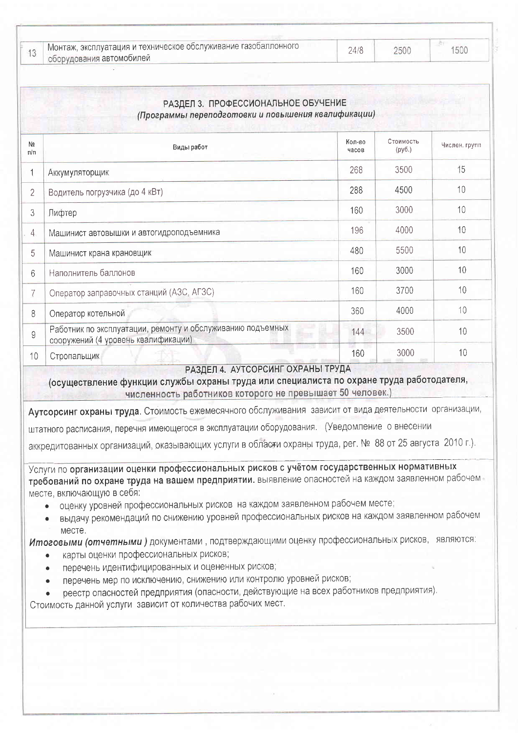| 13 | Монтаж, эксплуатация и техническое обслуживание газобаллонного оборудования автомобилей | 24/8 | 2500 | 1500 |
|---|---|---|---|---|

## РАЗДЕЛ 3. ПРОФЕССИОНАЛЬНОЕ ОБУЧЕНИЕ

*(Программы переподготовки и повышения квалификации)*

| № п/п | Виды работ | Кол-во часов | Стоимость (руб.) | Числен. групп |
|---|---|---|---|---|
| 1 | Аккумуляторщик | 268 | 3500 | 15 |
| 2 | Водитель погрузчика (до 4 кВт) | 288 | 4500 | 10 |
| 3 | Лифтер | 160 | 3000 | 10 |
| 4 | Машинист автовышки и автогидроподъемника | 196 | 4000 | 10 |
| 5 | Машинист крана крановщик | 480 | 5500 | 10 |
| 6 | Наполнитель баллонов | 160 | 3000 | 10 |
| 7 | Оператор заправочных станций (АЗС, АГЗС) | 160 | 3700 | 10 |
| 8 | Оператор котельной | 360 | 4000 | 10 |
| 9 | Работник по эксплуатации, ремонту и обслуживанию подъемных сооружений (4 уровень квалификации) | 144 | 3500 | 10 |
| 10 | Стропальщик | 160 | 3000 | 10 |

## РАЗДЕЛ 4. АУТСОРСИНГ ОХРАНЫ ТРУДА

**(осуществление функции службы охраны труда или специалиста по охране труда работодателя, численность работников которого не превышает 50 человек.)**

**Аутсорсинг охраны труда**. Стоимость ежемесячного обслуживания зависит от вида деятельности организации, штатного расписания, перечня имеющегося в эксплуатации оборудования. (Уведомление о внесении аккредитованных организаций, оказывающих услуги в области охраны труда, рег. № 88 от 25 августа 2010 г.).

Услуги по **организации оценки профессиональных рисков с учётом государственных нормативных требований по охране труда на вашем предприятии.** выявление опасностей на каждом заявленном рабочем месте, включающую в себя:

- оценку уровней профессиональных рисков на каждом заявленном рабочем месте;
- выдачу рекомендаций по снижению уровней профессиональных рисков на каждом заявленном рабочем месте.

***Итоговыми (отчетными )*** документами , подтверждающими оценку профессиональных рисков, являются:

- карты оценки профессиональных рисков;
- перечень идентифицированных и оцененных рисков;
- перечень мер по исключению, снижению или контролю уровней рисков;
- реестр опасностей предприятия (опасности, действующие на всех работников предприятия).

Стоимость данной услуги зависит от количества рабочих мест.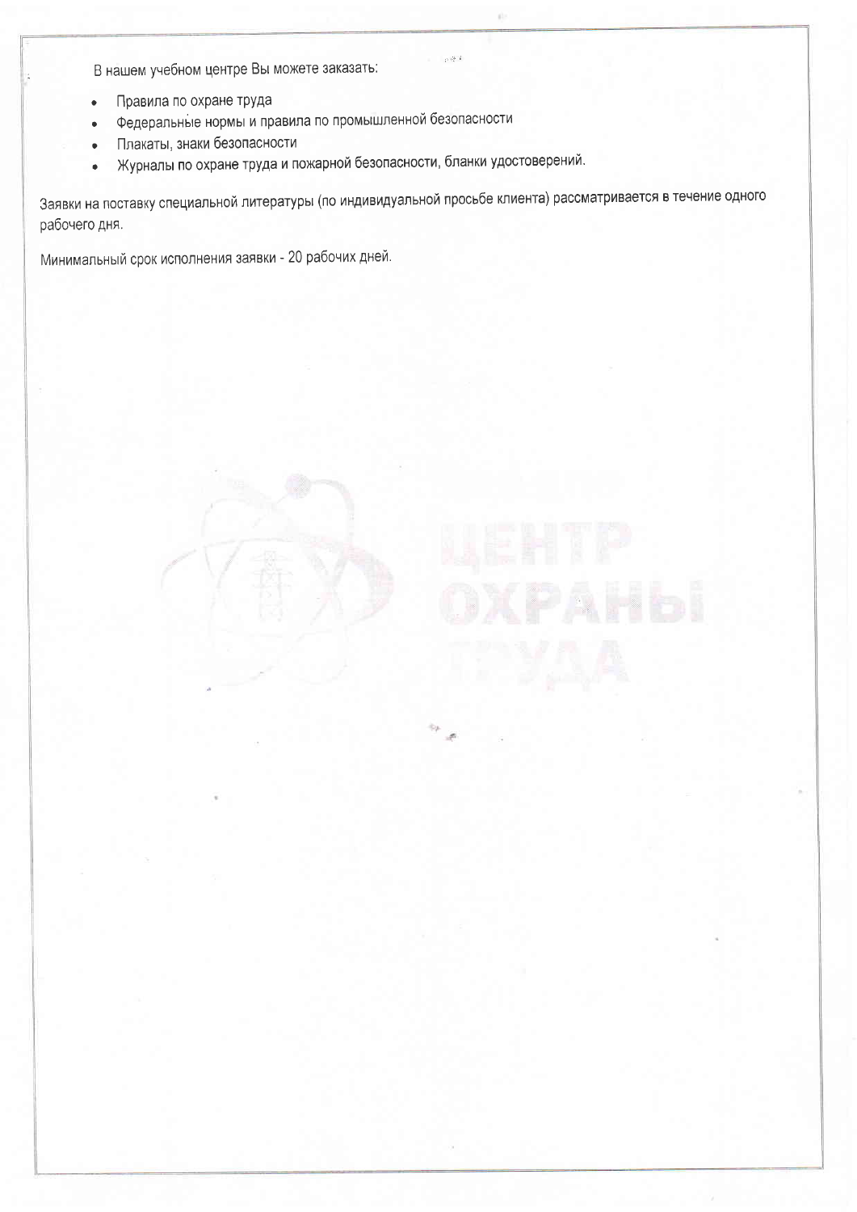В нашем учебном центре Вы можете заказать:

- Правила по охране труда
- Федеральные нормы и правила по промышленной безопасности
- Плакаты, знаки безопасности
- Журналы по охране труда и пожарной безопасности, бланки удостоверений.

Заявки на поставку специальной литературы (по индивидуальной просьбе клиента) рассматривается в течение одного рабочего дня.

Минимальный срок исполнения заявки - 20 рабочих дней.